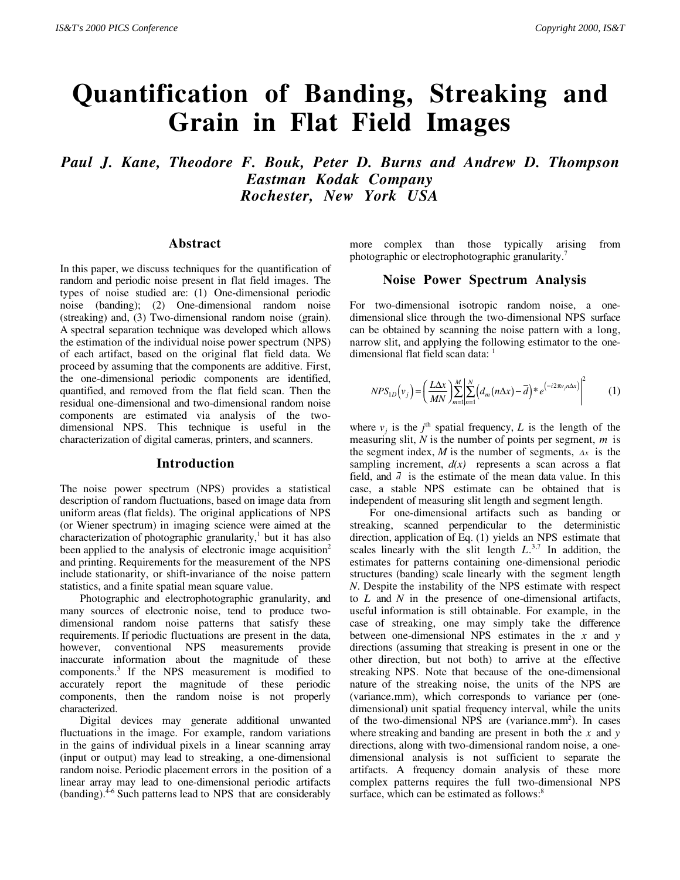# Quantification of Banding, Streaking and Grain in Flat Field Images

***Paul J. Kane, Theodore F. Bouk, Peter D. Burns and Andrew D. Thompson***
***Eastman Kodak Company***
***Rochester, New York USA***

## Abstract

In this paper, we discuss techniques for the quantification of random and periodic noise present in flat field images. The types of noise studied are: (1) One-dimensional periodic noise (banding); (2) One-dimensional random noise (streaking) and, (3) Two-dimensional random noise (grain). A spectral separation technique was developed which allows the estimation of the individual noise power spectrum (NPS) of each artifact, based on the original flat field data. We proceed by assuming that the components are additive. First, the one-dimensional periodic components are identified, quantified, and removed from the flat field scan. Then the residual one-dimensional and two-dimensional random noise components are estimated via analysis of the two-dimensional NPS. This technique is useful in the characterization of digital cameras, printers, and scanners.

## Introduction

The noise power spectrum (NPS) provides a statistical description of random fluctuations, based on image data from uniform areas (flat fields). The original applications of NPS (or Wiener spectrum) in imaging science were aimed at the characterization of photographic granularity,[1] but it has also been applied to the analysis of electronic image acquisition[2] and printing. Requirements for the measurement of the NPS include stationarity, or shift-invariance of the noise pattern statistics, and a finite spatial mean square value.

Photographic and electrophotographic granularity, and many sources of electronic noise, tend to produce two-dimensional random noise patterns that satisfy these requirements. If periodic fluctuations are present in the data, however, conventional NPS measurements provide inaccurate information about the magnitude of these components.[3] If the NPS measurement is modified to accurately report the magnitude of these periodic components, then the random noise is not properly characterized.

Digital devices may generate additional unwanted fluctuations in the image. For example, random variations in the gains of individual pixels in a linear scanning array (input or output) may lead to streaking, a one-dimensional random noise. Periodic placement errors in the position of a linear array may lead to one-dimensional periodic artifacts (banding).[4-6] Such patterns lead to NPS that are considerably more complex than those typically arising from photographic or electrophotographic granularity.[7]

## Noise Power Spectrum Analysis

For two-dimensional isotropic random noise, a one-dimensional slice through the two-dimensional NPS surface can be obtained by scanning the noise pattern with a long, narrow slit, and applying the following estimator to the one-dimensional flat field scan data: [1]

$$NPS_{1D}\left(v_j\right) = \left(\frac{L\Delta x}{MN}\right)\sum_{m=1}^{M}\left|\sum_{n=1}^{N}\left(d_m(n\Delta x) - \bar{d}\right) * e^{\left(-i2\pi v_j n\Delta x\right)}\right|^2 \qquad (1)$$

where $v_j$ is the $j^{th}$ spatial frequency, $L$ is the length of the measuring slit, $N$ is the number of points per segment, $m$ is the segment index, $M$ is the number of segments, $\Delta x$ is the sampling increment, $d(x)$ represents a scan across a flat field, and $\bar{d}$ is the estimate of the mean data value. In this case, a stable NPS estimate can be obtained that is independent of measuring slit length and segment length.

For one-dimensional artifacts such as banding or streaking, scanned perpendicular to the deterministic direction, application of Eq. (1) yields an NPS estimate that scales linearly with the slit length $L$.[3,7] In addition, the estimates for patterns containing one-dimensional periodic structures (banding) scale linearly with the segment length $N$. Despite the instability of the NPS estimate with respect to $L$ and $N$ in the presence of one-dimensional artifacts, useful information is still obtainable. For example, in the case of streaking, one may simply take the difference between one-dimensional NPS estimates in the $x$ and $y$ directions (assuming that streaking is present in one or the other direction, but not both) to arrive at the effective streaking NPS. Note that because of the one-dimensional nature of the streaking noise, the units of the NPS are (variance.mm), which corresponds to variance per (one-dimensional) unit spatial frequency interval, while the units of the two-dimensional NPS are (variance.mm$^2$). In cases where streaking and banding are present in both the $x$ and $y$ directions, along with two-dimensional random noise, a one-dimensional analysis is not sufficient to separate the artifacts. A frequency domain analysis of these more complex patterns requires the full two-dimensional NPS surface, which can be estimated as follows:[8]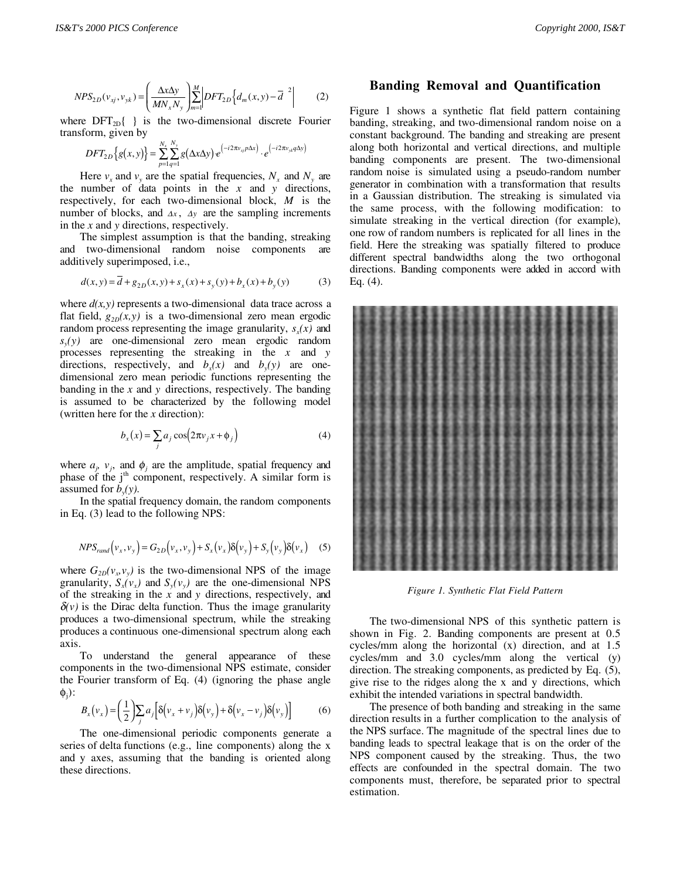$$NPS_{2D}(v_{xj}, v_{yk}) = \left(\frac{\Delta x \Delta y}{M N_x N_y}\right) \sum_{m=1}^{M} \left| DFT_{2D}\left\{ d_m(x,y) - \overline{d} \right\} \right|^2 \tag{2}$$

where $DFT_{2D}\{\ \}$ is the two-dimensional discrete Fourier transform, given by

$$DFT_{2D}\{g(x,y)\} = \sum_{p=1}^{N_x} \sum_{q=1}^{N_y} g(\Delta x \Delta y) \cdot e^{(-i2\pi v_{xj} p \Delta x)} \cdot e^{(-i2\pi v_{yk} q \Delta y)}$$

Here $v_x$ and $v_y$ are the spatial frequencies, $N_x$ and $N_y$ are the number of data points in the $x$ and $y$ directions, respectively, for each two-dimensional block, $M$ is the number of blocks, and $\Delta x$, $\Delta y$ are the sampling increments in the $x$ and $y$ directions, respectively.

The simplest assumption is that the banding, streaking and two-dimensional random noise components are additively superimposed, i.e.,

$$d(x,y) = \overline{d} + g_{2D}(x,y) + s_x(x) + s_y(y) + b_x(x) + b_y(y) \tag{3}$$

where $d(x,y)$ represents a two-dimensional data trace across a flat field, $g_{2D}(x,y)$ is a two-dimensional zero mean ergodic random process representing the image granularity, $s_x(x)$ and $s_y(y)$ are one-dimensional zero mean ergodic random processes representing the streaking in the $x$ and $y$ directions, respectively, and $b_x(x)$ and $b_y(y)$ are one-dimensional zero mean periodic functions representing the banding in the $x$ and $y$ directions, respectively. The banding is assumed to be characterized by the following model (written here for the $x$ direction):

$$b_x(x) = \sum_j a_j \cos(2\pi v_j x + \phi_j) \tag{4}$$

where $a_j$, $v_j$, and $\phi_j$ are the amplitude, spatial frequency and phase of the j[th] component, respectively. A similar form is assumed for $b_y(y)$.

In the spatial frequency domain, the random components in Eq. (3) lead to the following NPS:

$$NPS_{rand}(v_x, v_y) = G_{2D}(v_x, v_y) + S_x(v_x)\delta(v_y) + S_y(v_y)\delta(v_x) \tag{5}$$

where $G_{2D}(v_x,v_y)$ is the two-dimensional NPS of the image granularity, $S_x(v_x)$ and $S_y(v_y)$ are the one-dimensional NPS of the streaking in the $x$ and $y$ directions, respectively, and $\delta(v)$ is the Dirac delta function. Thus the image granularity produces a two-dimensional spectrum, while the streaking produces a continuous one-dimensional spectrum along each axis.

To understand the general appearance of these components in the two-dimensional NPS estimate, consider the Fourier transform of Eq. (4) (ignoring the phase angle $\phi_j$):

$$B_x(v_x) = \left(\frac{1}{2}\right) \sum_j a_j \left[\delta(v_x + v_j)\delta(v_y) + \delta(v_x - v_j)\delta(v_y)\right] \tag{6}$$

The one-dimensional periodic components generate a series of delta functions (e.g., line components) along the x and y axes, assuming that the banding is oriented along these directions.

## Banding Removal and Quantification

Figure 1 shows a synthetic flat field pattern containing banding, streaking, and two-dimensional random noise on a constant background. The banding and streaking are present along both horizontal and vertical directions, and multiple banding components are present. The two-dimensional random noise is simulated using a pseudo-random number generator in combination with a transformation that results in a Gaussian distribution. The streaking is simulated via the same process, with the following modification: to simulate streaking in the vertical direction (for example), one row of random numbers is replicated for all lines in the field. Here the streaking was spatially filtered to produce different spectral bandwidths along the two orthogonal directions. Banding components were added in accord with Eq. (4).

*Figure 1. Synthetic Flat Field Pattern*

The two-dimensional NPS of this synthetic pattern is shown in Fig. 2. Banding components are present at 0.5 cycles/mm along the horizontal (x) direction, and at 1.5 cycles/mm and 3.0 cycles/mm along the vertical (y) direction. The streaking components, as predicted by Eq. (5), give rise to the ridges along the x and y directions, which exhibit the intended variations in spectral bandwidth.

The presence of both banding and streaking in the same direction results in a further complication to the analysis of the NPS surface. The magnitude of the spectral lines due to banding leads to spectral leakage that is on the order of the NPS component caused by the streaking. Thus, the two effects are confounded in the spectral domain. The two components must, therefore, be separated prior to spectral estimation.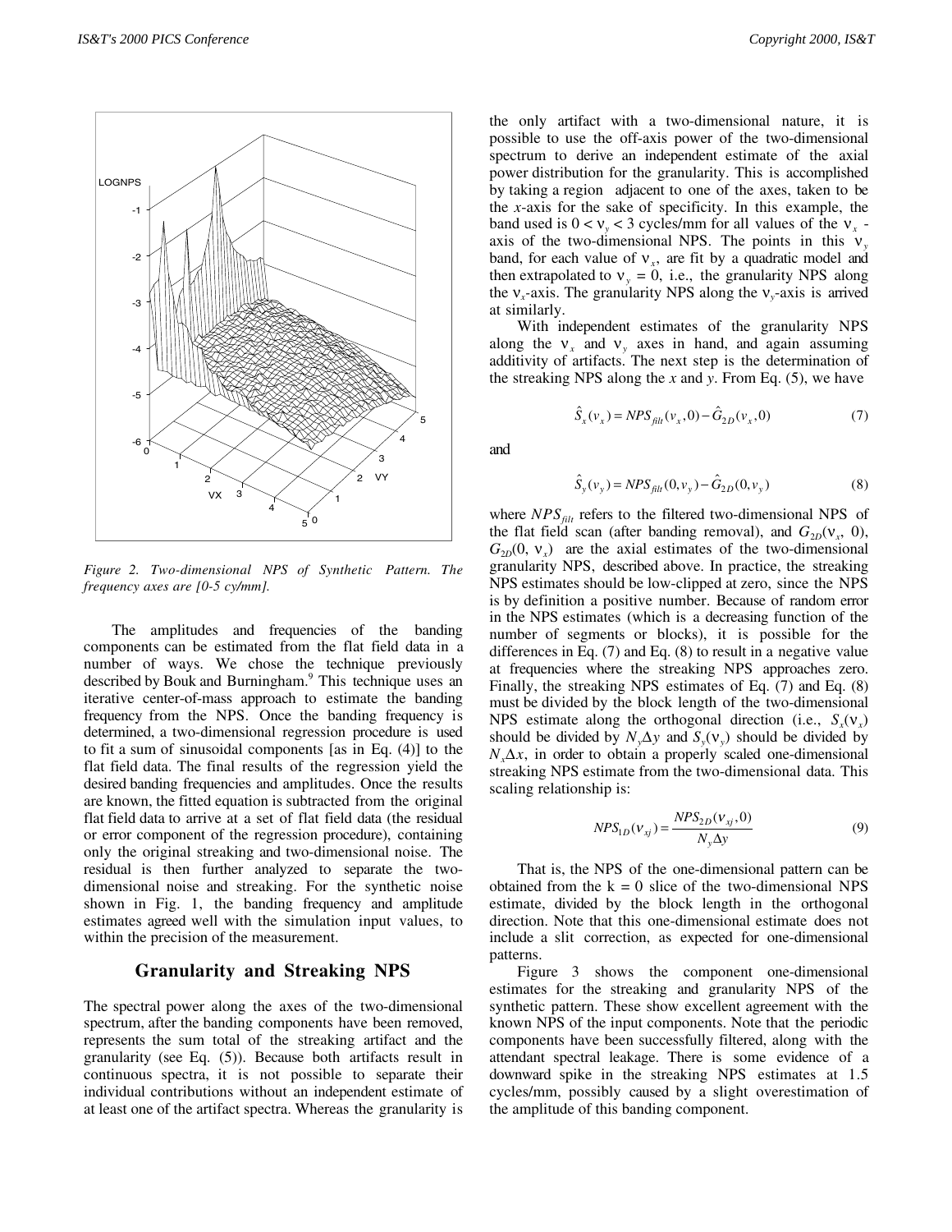Figure 2. Two-dimensional NPS of Synthetic Pattern. The frequency axes are [0-5 cy/mm].

The amplitudes and frequencies of the banding components can be estimated from the flat field data in a number of ways. We chose the technique previously described by Bouk and Burningham.[9] This technique uses an iterative center-of-mass approach to estimate the banding frequency from the NPS. Once the banding frequency is determined, a two-dimensional regression procedure is used to fit a sum of sinusoidal components [as in Eq. (4)] to the flat field data. The final results of the regression yield the desired banding frequencies and amplitudes. Once the results are known, the fitted equation is subtracted from the original flat field data to arrive at a set of flat field data (the residual or error component of the regression procedure), containing only the original streaking and two-dimensional noise. The residual is then further analyzed to separate the two-dimensional noise and streaking. For the synthetic noise shown in Fig. 1, the banding frequency and amplitude estimates agreed well with the simulation input values, to within the precision of the measurement.

## Granularity and Streaking NPS

The spectral power along the axes of the two-dimensional spectrum, after the banding components have been removed, represents the sum total of the streaking artifact and the granularity (see Eq. (5)). Because both artifacts result in continuous spectra, it is not possible to separate their individual contributions without an independent estimate of at least one of the artifact spectra. Whereas the granularity is the only artifact with a two-dimensional nature, it is possible to use the off-axis power of the two-dimensional spectrum to derive an independent estimate of the axial power distribution for the granularity. This is accomplished by taking a region adjacent to one of the axes, taken to be the *x*-axis for the sake of specificity. In this example, the band used is $0 < \nu_y < 3$ cycles/mm for all values of the $\nu_x$ -axis of the two-dimensional NPS. The points in this $\nu_y$ band, for each value of $\nu_x$, are fit by a quadratic model and then extrapolated to $\nu_y = 0$, i.e., the granularity NPS along the $\nu_x$-axis. The granularity NPS along the $\nu_y$-axis is arrived at similarly.

With independent estimates of the granularity NPS along the $\nu_x$ and $\nu_y$ axes in hand, and again assuming additivity of artifacts. The next step is the determination of the streaking NPS along the *x* and *y*. From Eq. (5), we have

$$\hat{S}_x(\nu_x) = NPS_{filt}(\nu_x, 0) - \hat{G}_{2D}(\nu_x, 0) \tag{7}$$

and

$$\hat{S}_y(\nu_y) = NPS_{filt}(0, \nu_y) - \hat{G}_{2D}(0, \nu_y) \tag{8}$$

where $NPS_{filt}$ refers to the filtered two-dimensional NPS of the flat field scan (after banding removal), and $G_{2D}(\nu_x, 0)$, $G_{2D}(0, \nu_x)$ are the axial estimates of the two-dimensional granularity NPS, described above. In practice, the streaking NPS estimates should be low-clipped at zero, since the NPS is by definition a positive number. Because of random error in the NPS estimates (which is a decreasing function of the number of segments or blocks), it is possible for the differences in Eq. (7) and Eq. (8) to result in a negative value at frequencies where the streaking NPS approaches zero. Finally, the streaking NPS estimates of Eq. (7) and Eq. (8) must be divided by the block length of the two-dimensional NPS estimate along the orthogonal direction (i.e., $S_x(\nu_x)$ should be divided by $N_y\Delta y$ and $S_y(\nu_y)$ should be divided by $N_x\Delta x$, in order to obtain a properly scaled one-dimensional streaking NPS estimate from the two-dimensional data. This scaling relationship is:

$$NPS_{1D}(\nu_{xj}) = \frac{NPS_{2D}(\nu_{xj}, 0)}{N_y \Delta y} \tag{9}$$

That is, the NPS of the one-dimensional pattern can be obtained from the k = 0 slice of the two-dimensional NPS estimate, divided by the block length in the orthogonal direction. Note that this one-dimensional estimate does not include a slit correction, as expected for one-dimensional patterns.

Figure 3 shows the component one-dimensional estimates for the streaking and granularity NPS of the synthetic pattern. These show excellent agreement with the known NPS of the input components. Note that the periodic components have been successfully filtered, along with the attendant spectral leakage. There is some evidence of a downward spike in the streaking NPS estimates at 1.5 cycles/mm, possibly caused by a slight overestimation of the amplitude of this banding component.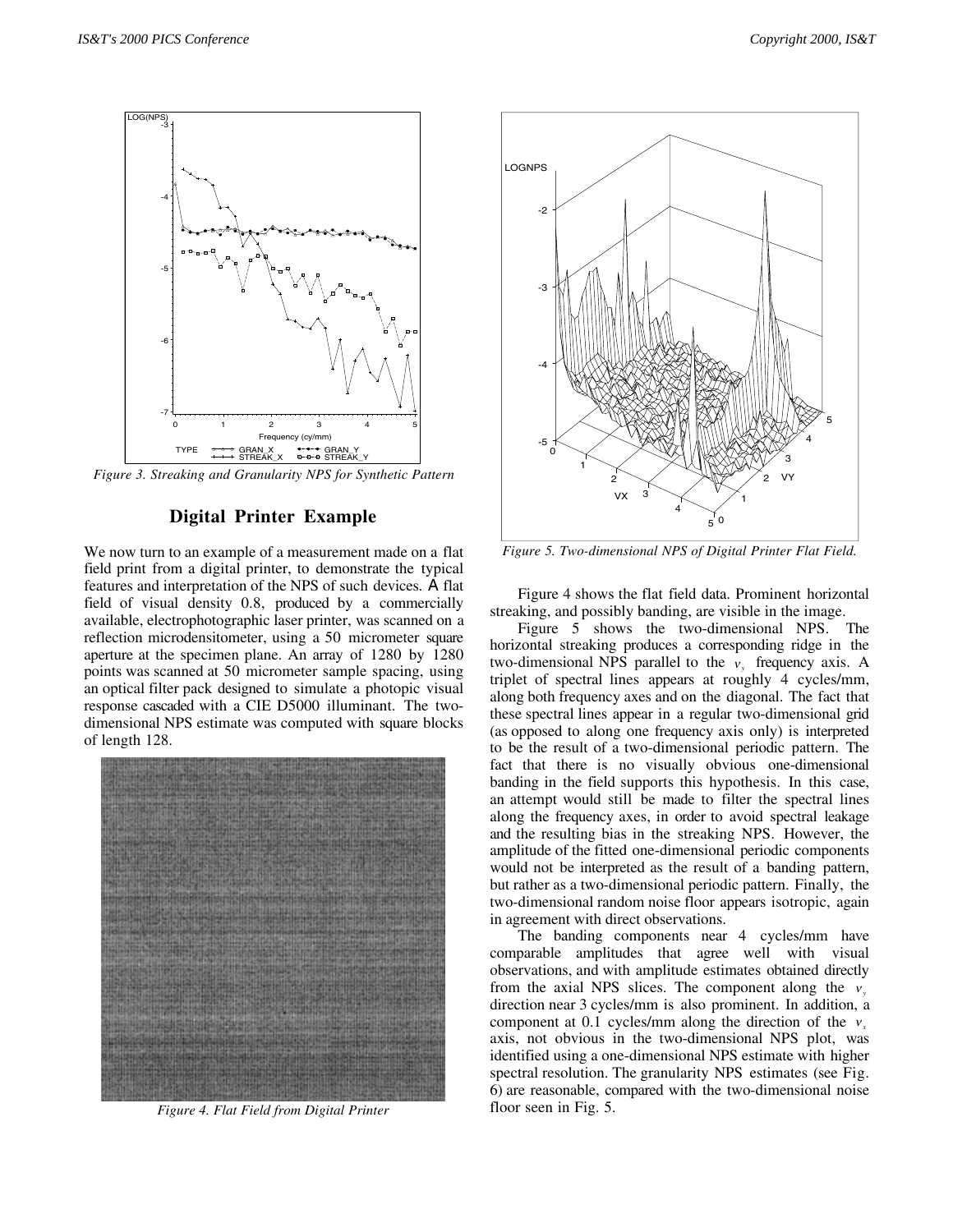*Figure 3. Streaking and Granularity NPS for Synthetic Pattern*

## Digital Printer Example

We now turn to an example of a measurement made on a flat field print from a digital printer, to demonstrate the typical features and interpretation of the NPS of such devices. A flat field of visual density 0.8, produced by a commercially available, electrophotographic laser printer, was scanned on a reflection microdensitometer, using a 50 micrometer square aperture at the specimen plane. An array of 1280 by 1280 points was scanned at 50 micrometer sample spacing, using an optical filter pack designed to simulate a photopic visual response cascaded with a CIE D5000 illuminant. The two-dimensional NPS estimate was computed with square blocks of length 128.

*Figure 4. Flat Field from Digital Printer*

*Figure 5. Two-dimensional NPS of Digital Printer Flat Field.*

Figure 4 shows the flat field data. Prominent horizontal streaking, and possibly banding, are visible in the image.

Figure 5 shows the two-dimensional NPS. The horizontal streaking produces a corresponding ridge in the two-dimensional NPS parallel to the $v_y$ frequency axis. A triplet of spectral lines appears at roughly 4 cycles/mm, along both frequency axes and on the diagonal. The fact that these spectral lines appear in a regular two-dimensional grid (as opposed to along one frequency axis only) is interpreted to be the result of a two-dimensional periodic pattern. The fact that there is no visually obvious one-dimensional banding in the field supports this hypothesis. In this case, an attempt would still be made to filter the spectral lines along the frequency axes, in order to avoid spectral leakage and the resulting bias in the streaking NPS. However, the amplitude of the fitted one-dimensional periodic components would not be interpreted as the result of a banding pattern, but rather as a two-dimensional periodic pattern. Finally, the two-dimensional random noise floor appears isotropic, again in agreement with direct observations.

The banding components near 4 cycles/mm have comparable amplitudes that agree well with visual observations, and with amplitude estimates obtained directly from the axial NPS slices. The component along the $v_y$ direction near 3 cycles/mm is also prominent. In addition, a component at 0.1 cycles/mm along the direction of the $v_x$ axis, not obvious in the two-dimensional NPS plot, was identified using a one-dimensional NPS estimate with higher spectral resolution. The granularity NPS estimates (see Fig. 6) are reasonable, compared with the two-dimensional noise floor seen in Fig. 5.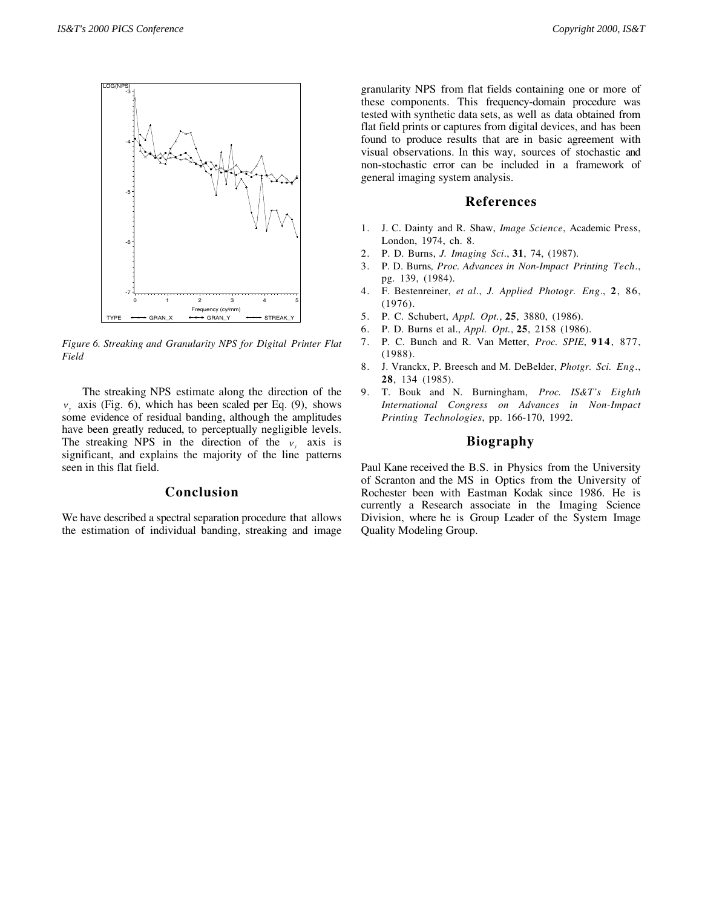LOG(NPS)
-3
-4
-5
-6
-7
0 1 2 3 4 5
Frequency (cy/mm)
TYPE GRAN_X GRAN_Y STREAK_Y

*Figure 6. Streaking and Granularity NPS for Digital Printer Flat Field*

The streaking NPS estimate along the direction of the $v_y$ axis (Fig. 6), which has been scaled per Eq. (9), shows some evidence of residual banding, although the amplitudes have been greatly reduced, to perceptually negligible levels. The streaking NPS in the direction of the $v_y$ axis is significant, and explains the majority of the line patterns seen in this flat field.

## Conclusion

We have described a spectral separation procedure that allows the estimation of individual banding, streaking and image granularity NPS from flat fields containing one or more of these components. This frequency-domain procedure was tested with synthetic data sets, as well as data obtained from flat field prints or captures from digital devices, and has been found to produce results that are in basic agreement with visual observations. In this way, sources of stochastic and non-stochastic error can be included in a framework of general imaging system analysis.

## References

1. J. C. Dainty and R. Shaw, *Image Science*, Academic Press, London, 1974, ch. 8.
2. P. D. Burns, *J. Imaging Sci*., **31**, 74, (1987).
3. P. D. Burns, *Proc. Advances in Non-Impact Printing Tech*., pg. 139, (1984).
4. F. Bestenreiner, *et al*., *J. Applied Photogr. Eng*., **2**, 86, (1976).
5. P. C. Schubert, *Appl. Opt*., **25**, 3880, (1986).
6. P. D. Burns et al., *Appl. Opt*., **25**, 2158 (1986).
7. P. C. Bunch and R. Van Metter, *Proc. SPIE*, **914**, 877, (1988).
8. J. Vranckx, P. Breesch and M. DeBelder, *Photgr. Sci. Eng*., **28**, 134 (1985).
9. T. Bouk and N. Burningham, *Proc. IS&T's Eighth International Congress on Advances in Non-Impact Printing Technologies*, pp. 166-170, 1992.

## Biography

Paul Kane received the B.S. in Physics from the University of Scranton and the MS in Optics from the University of Rochester been with Eastman Kodak since 1986. He is currently a Research associate in the Imaging Science Division, where he is Group Leader of the System Image Quality Modeling Group.